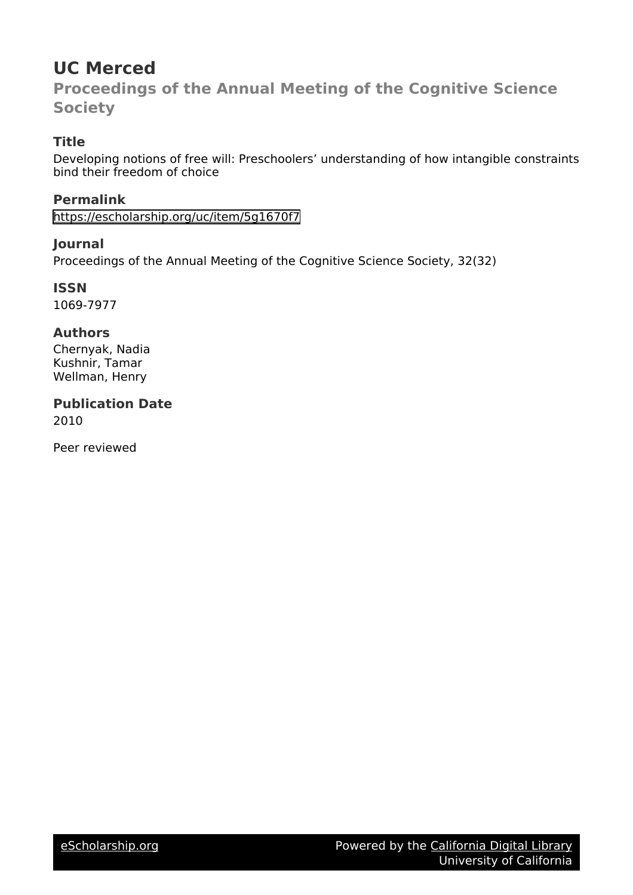# UC Merced

## Proceedings of the Annual Meeting of the Cognitive Science Society

### Title

Developing notions of free will: Preschoolers' understanding of how intangible constraints bind their freedom of choice

### Permalink

https://escholarship.org/uc/item/5g1670f7

### Journal

Proceedings of the Annual Meeting of the Cognitive Science Society, 32(32)

### ISSN

1069-7977

### Authors

Chernyak, Nadia
Kushnir, Tamar
Wellman, Henry

### Publication Date

2010

Peer reviewed

eScholarship.org — Powered by the California Digital Library, University of California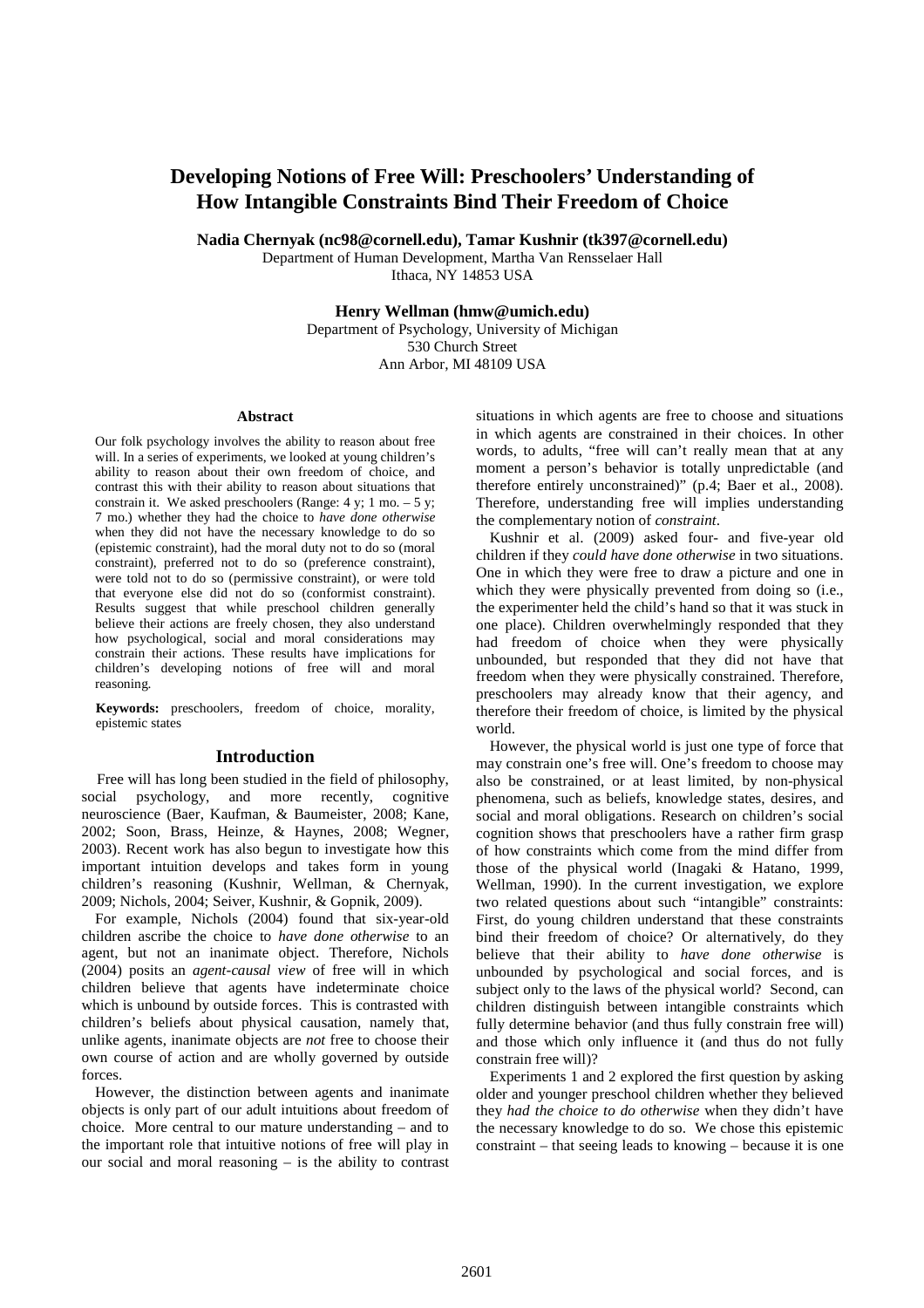# Developing Notions of Free Will: Preschoolers' Understanding of How Intangible Constraints Bind Their Freedom of Choice

**Nadia Chernyak (nc98@cornell.edu), Tamar Kushnir (tk397@cornell.edu)**
Department of Human Development, Martha Van Rensselaer Hall
Ithaca, NY 14853 USA

**Henry Wellman (hmw@umich.edu)**
Department of Psychology, University of Michigan
530 Church Street
Ann Arbor, MI 48109 USA

## Abstract

Our folk psychology involves the ability to reason about free will. In a series of experiments, we looked at young children's ability to reason about their own freedom of choice, and contrast this with their ability to reason about situations that constrain it. We asked preschoolers (Range: 4 y; 1 mo. – 5 y; 7 mo.) whether they had the choice to *have done otherwise* when they did not have the necessary knowledge to do so (epistemic constraint), had the moral duty not to do so (moral constraint), preferred not to do so (preference constraint), were told not to do so (permissive constraint), or were told that everyone else did not do so (conformist constraint). Results suggest that while preschool children generally believe their actions are freely chosen, they also understand how psychological, social and moral considerations may constrain their actions. These results have implications for children's developing notions of free will and moral reasoning.

**Keywords:** preschoolers, freedom of choice, morality, epistemic states

## Introduction

Free will has long been studied in the field of philosophy, social psychology, and more recently, cognitive neuroscience (Baer, Kaufman, & Baumeister, 2008; Kane, 2002; Soon, Brass, Heinze, & Haynes, 2008; Wegner, 2003). Recent work has also begun to investigate how this important intuition develops and takes form in young children's reasoning (Kushnir, Wellman, & Chernyak, 2009; Nichols, 2004; Seiver, Kushnir, & Gopnik, 2009).

For example, Nichols (2004) found that six-year-old children ascribe the choice to *have done otherwise* to an agent, but not an inanimate object. Therefore, Nichols (2004) posits an *agent-causal view* of free will in which children believe that agents have indeterminate choice which is unbound by outside forces. This is contrasted with children's beliefs about physical causation, namely that, unlike agents, inanimate objects are *not* free to choose their own course of action and are wholly governed by outside forces.

However, the distinction between agents and inanimate objects is only part of our adult intuitions about freedom of choice. More central to our mature understanding – and to the important role that intuitive notions of free will play in our social and moral reasoning – is the ability to contrast situations in which agents are free to choose and situations in which agents are constrained in their choices. In other words, to adults, "free will can't really mean that at any moment a person's behavior is totally unpredictable (and therefore entirely unconstrained)" (p.4; Baer et al., 2008). Therefore, understanding free will implies understanding the complementary notion of *constraint*.

Kushnir et al. (2009) asked four- and five-year old children if they *could have done otherwise* in two situations. One in which they were free to draw a picture and one in which they were physically prevented from doing so (i.e., the experimenter held the child's hand so that it was stuck in one place). Children overwhelmingly responded that they had freedom of choice when they were physically unbounded, but responded that they did not have that freedom when they were physically constrained. Therefore, preschoolers may already know that their agency, and therefore their freedom of choice, is limited by the physical world.

However, the physical world is just one type of force that may constrain one's free will. One's freedom to choose may also be constrained, or at least limited, by non-physical phenomena, such as beliefs, knowledge states, desires, and social and moral obligations. Research on children's social cognition shows that preschoolers have a rather firm grasp of how constraints which come from the mind differ from those of the physical world (Inagaki & Hatano, 1999, Wellman, 1990). In the current investigation, we explore two related questions about such "intangible" constraints: First, do young children understand that these constraints bind their freedom of choice? Or alternatively, do they believe that their ability to *have done otherwise* is unbounded by psychological and social forces, and is subject only to the laws of the physical world? Second, can children distinguish between intangible constraints which fully determine behavior (and thus fully constrain free will) and those which only influence it (and thus do not fully constrain free will)?

Experiments 1 and 2 explored the first question by asking older and younger preschool children whether they believed they *had the choice to do otherwise* when they didn't have the necessary knowledge to do so. We chose this epistemic constraint – that seeing leads to knowing – because it is one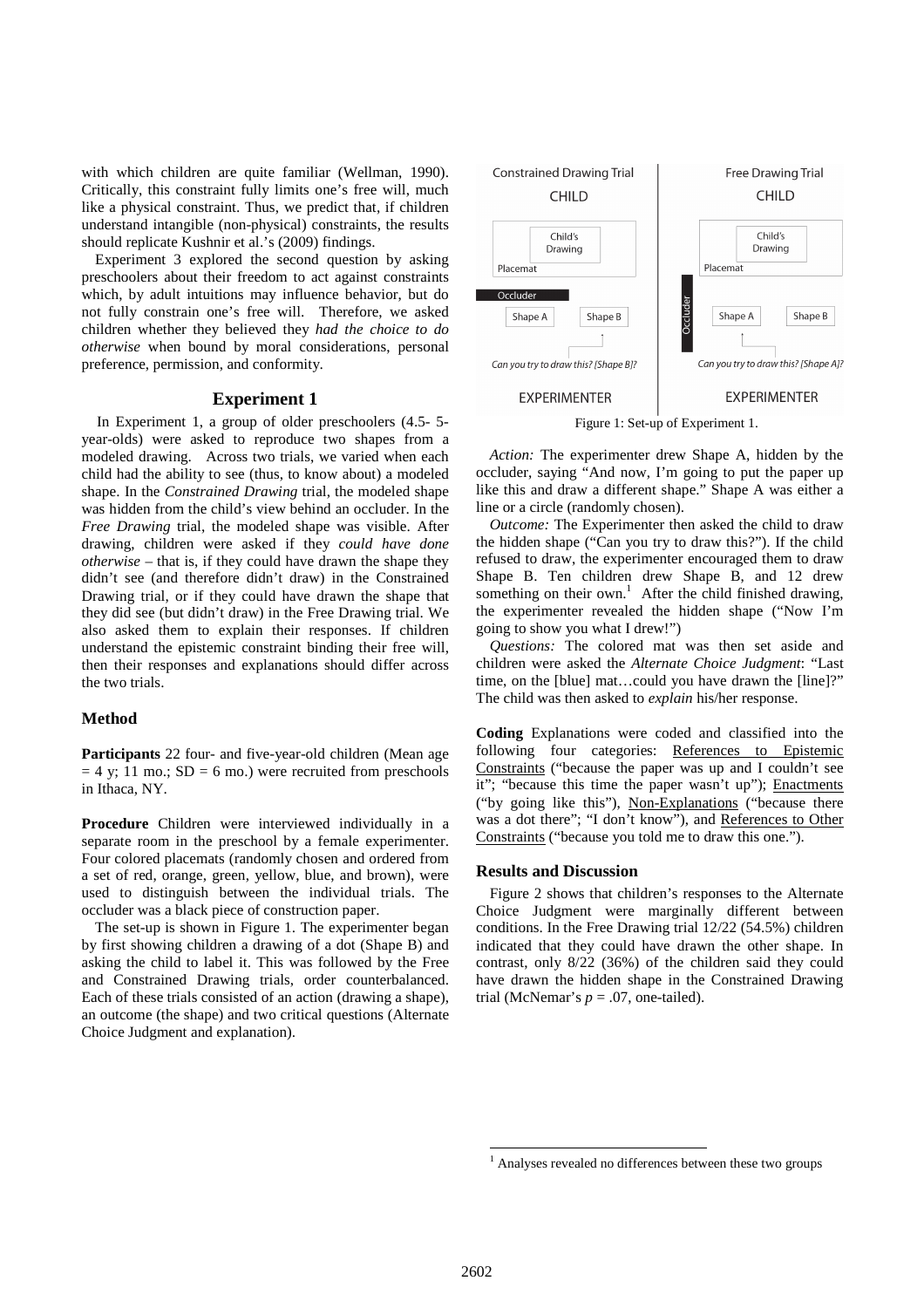with which children are quite familiar (Wellman, 1990). Critically, this constraint fully limits one's free will, much like a physical constraint. Thus, we predict that, if children understand intangible (non-physical) constraints, the results should replicate Kushnir et al.'s (2009) findings.

Experiment 3 explored the second question by asking preschoolers about their freedom to act against constraints which, by adult intuitions may influence behavior, but do not fully constrain one's free will. Therefore, we asked children whether they believed they *had the choice to do otherwise* when bound by moral considerations, personal preference, permission, and conformity.

## Experiment 1

In Experiment 1, a group of older preschoolers (4.5- 5-year-olds) were asked to reproduce two shapes from a modeled drawing. Across two trials, we varied when each child had the ability to see (thus, to know about) a modeled shape. In the *Constrained Drawing* trial, the modeled shape was hidden from the child's view behind an occluder. In the *Free Drawing* trial, the modeled shape was visible. After drawing, children were asked if they *could have done otherwise* – that is, if they could have drawn the shape they didn't see (and therefore didn't draw) in the Constrained Drawing trial, or if they could have drawn the shape that they did see (but didn't draw) in the Free Drawing trial. We also asked them to explain their responses. If children understand the epistemic constraint binding their free will, then their responses and explanations should differ across the two trials.

### Method

**Participants** 22 four- and five-year-old children (Mean age = 4 y; 11 mo.; SD = 6 mo.) were recruited from preschools in Ithaca, NY.

**Procedure** Children were interviewed individually in a separate room in the preschool by a female experimenter. Four colored placemats (randomly chosen and ordered from a set of red, orange, green, yellow, blue, and brown), were used to distinguish between the individual trials. The occluder was a black piece of construction paper.

The set-up is shown in Figure 1. The experimenter began by first showing children a drawing of a dot (Shape B) and asking the child to label it. This was followed by the Free and Constrained Drawing trials, order counterbalanced. Each of these trials consisted of an action (drawing a shape), an outcome (the shape) and two critical questions (Alternate Choice Judgment and explanation).

Figure 1: Set-up of Experiment 1.

*Action:* The experimenter drew Shape A, hidden by the occluder, saying "And now, I'm going to put the paper up like this and draw a different shape." Shape A was either a line or a circle (randomly chosen).

*Outcome:* The Experimenter then asked the child to draw the hidden shape ("Can you try to draw this?"). If the child refused to draw, the experimenter encouraged them to draw Shape B. Ten children drew Shape B, and 12 drew something on their own.[1] After the child finished drawing, the experimenter revealed the hidden shape ("Now I'm going to show you what I drew!")

*Questions:* The colored mat was then set aside and children were asked the *Alternate Choice Judgment*: "Last time, on the [blue] mat…could you have drawn the [line]?" The child was then asked to *explain* his/her response.

**Coding** Explanations were coded and classified into the following four categories: References to Epistemic Constraints ("because the paper was up and I couldn't see it"; "because this time the paper wasn't up"); Enactments ("by going like this"), Non-Explanations ("because there was a dot there"; "I don't know"), and References to Other Constraints ("because you told me to draw this one.").

### Results and Discussion

Figure 2 shows that children's responses to the Alternate Choice Judgment were marginally different between conditions. In the Free Drawing trial 12/22 (54.5%) children indicated that they could have drawn the other shape. In contrast, only 8/22 (36%) of the children said they could have drawn the hidden shape in the Constrained Drawing trial (McNemar's $p = .07$, one-tailed).

[1] Analyses revealed no differences between these two groups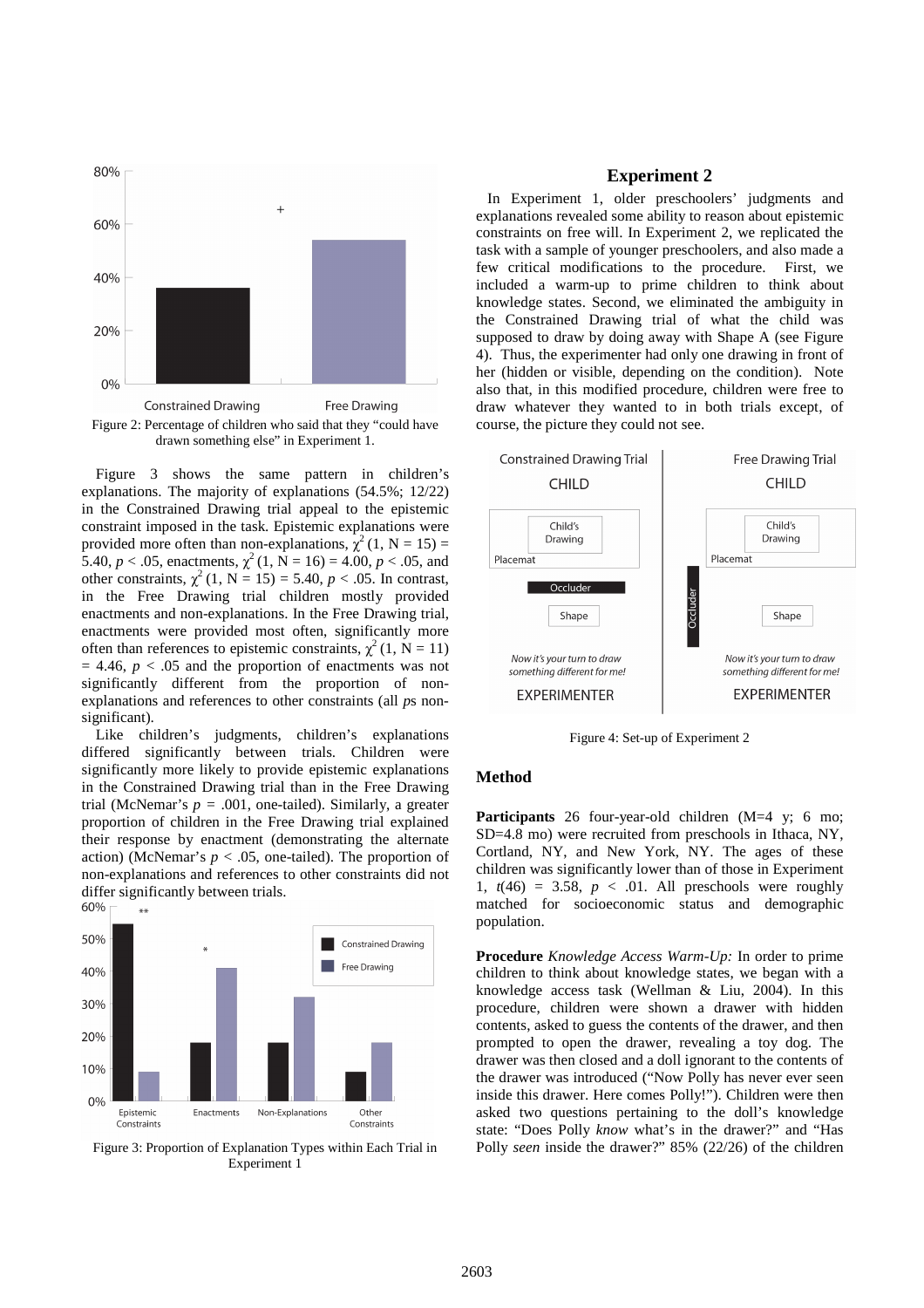Figure 2: Percentage of children who said that they "could have drawn something else" in Experiment 1.

Figure 3 shows the same pattern in children's explanations. The majority of explanations (54.5%; 12/22) in the Constrained Drawing trial appeal to the epistemic constraint imposed in the task. Epistemic explanations were provided more often than non-explanations, $\chi^2$ (1, N = 15) = 5.40, $p < .05$, enactments, $\chi^2$ (1, N = 16) = 4.00, $p < .05$, and other constraints, $\chi^2$ (1, N = 15) = 5.40, $p < .05$. In contrast, in the Free Drawing trial children mostly provided enactments and non-explanations. In the Free Drawing trial, enactments were provided most often, significantly more often than references to epistemic constraints, $\chi^2$ (1, N = 11) = 4.46, $p < .05$ and the proportion of enactments was not significantly different from the proportion of non-explanations and references to other constraints (all *p*s non-significant).

Like children's judgments, children's explanations differed significantly between trials. Children were significantly more likely to provide epistemic explanations in the Constrained Drawing trial than in the Free Drawing trial (McNemar's $p = .001$, one-tailed). Similarly, a greater proportion of children in the Free Drawing trial explained their response by enactment (demonstrating the alternate action) (McNemar's $p < .05$, one-tailed). The proportion of non-explanations and references to other constraints did not differ significantly between trials.

Figure 3: Proportion of Explanation Types within Each Trial in Experiment 1

## Experiment 2

In Experiment 1, older preschoolers' judgments and explanations revealed some ability to reason about epistemic constraints on free will. In Experiment 2, we replicated the task with a sample of younger preschoolers, and also made a few critical modifications to the procedure. First, we included a warm-up to prime children to think about knowledge states. Second, we eliminated the ambiguity in the Constrained Drawing trial of what the child was supposed to draw by doing away with Shape A (see Figure 4). Thus, the experimenter had only one drawing in front of her (hidden or visible, depending on the condition). Note also that, in this modified procedure, children were free to draw whatever they wanted to in both trials except, of course, the picture they could not see.

Figure 4: Set-up of Experiment 2

### Method

**Participants** 26 four-year-old children (M=4 y; 6 mo; SD=4.8 mo) were recruited from preschools in Ithaca, NY, Cortland, NY, and New York, NY. The ages of these children was significantly lower than of those in Experiment 1, $t(46) = 3.58$, $p < .01$. All preschools were roughly matched for socioeconomic status and demographic population.

**Procedure** *Knowledge Access Warm-Up:* In order to prime children to think about knowledge states, we began with a knowledge access task (Wellman & Liu, 2004). In this procedure, children were shown a drawer with hidden contents, asked to guess the contents of the drawer, and then prompted to open the drawer, revealing a toy dog. The drawer was then closed and a doll ignorant to the contents of the drawer was introduced ("Now Polly has never seen inside this drawer. Here comes Polly!"). Children were then asked two questions pertaining to the doll's knowledge state: "Does Polly *know* what's in the drawer?" and "Has Polly *seen* inside the drawer?" 85% (22/26) of the children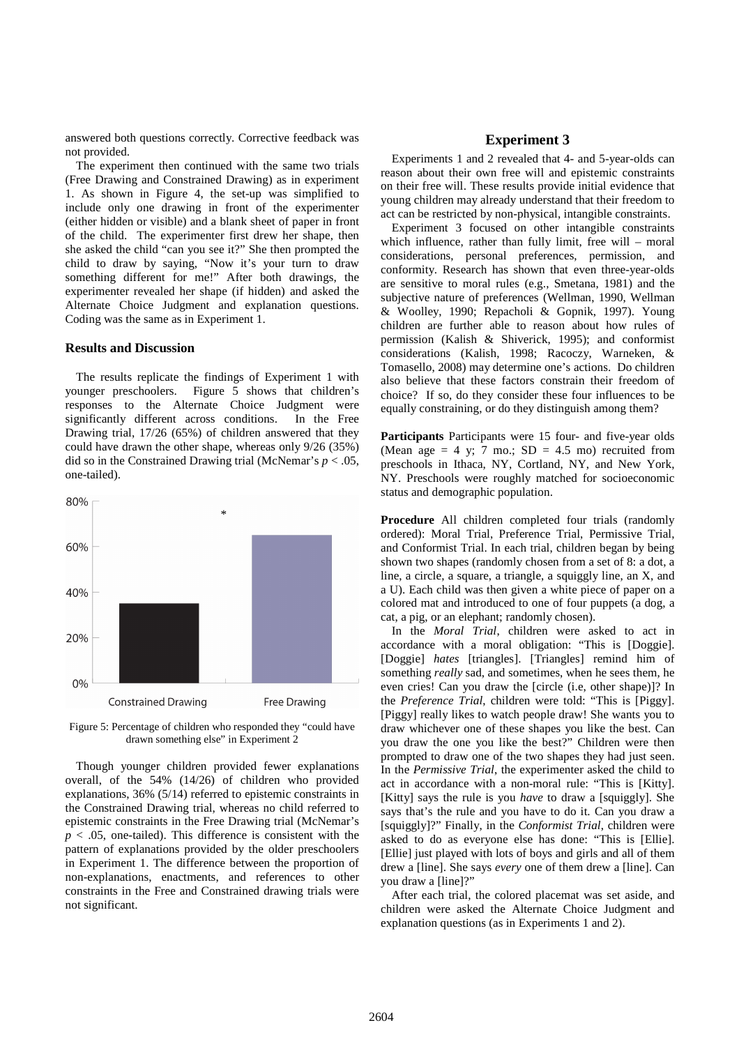answered both questions correctly. Corrective feedback was not provided.

The experiment then continued with the same two trials (Free Drawing and Constrained Drawing) as in experiment 1. As shown in Figure 4, the set-up was simplified to include only one drawing in front of the experimenter (either hidden or visible) and a blank sheet of paper in front of the child. The experimenter first drew her shape, then she asked the child "can you see it?" She then prompted the child to draw by saying, "Now it's your turn to draw something different for me!" After both drawings, the experimenter revealed her shape (if hidden) and asked the Alternate Choice Judgment and explanation questions. Coding was the same as in Experiment 1.

### Results and Discussion

The results replicate the findings of Experiment 1 with younger preschoolers. Figure 5 shows that children's responses to the Alternate Choice Judgment were significantly different across conditions. In the Free Drawing trial, 17/26 (65%) of children answered that they could have drawn the other shape, whereas only 9/26 (35%) did so in the Constrained Drawing trial (McNemar's $p < .05$, one-tailed).

Figure 5: Percentage of children who responded they "could have drawn something else" in Experiment 2

Though younger children provided fewer explanations overall, of the 54% (14/26) of children who provided explanations, 36% (5/14) referred to epistemic constraints in the Constrained Drawing trial, whereas no child referred to epistemic constraints in the Free Drawing trial (McNemar's $p < .05$, one-tailed). This difference is consistent with the pattern of explanations provided by the older preschoolers in Experiment 1. The difference between the proportion of non-explanations, enactments, and references to other constraints in the Free and Constrained drawing trials were not significant.

## Experiment 3

Experiments 1 and 2 revealed that 4- and 5-year-olds can reason about their own free will and epistemic constraints on their free will. These results provide initial evidence that young children may already understand that their freedom to act can be restricted by non-physical, intangible constraints.

Experiment 3 focused on other intangible constraints which influence, rather than fully limit, free will – moral considerations, personal preferences, permission, and conformity. Research has shown that even three-year-olds are sensitive to moral rules (e.g., Smetana, 1981) and the subjective nature of preferences (Wellman, 1990, Wellman & Woolley, 1990; Repacholi & Gopnik, 1997). Young children are further able to reason about how rules of permission (Kalish & Shiverick, 1995); and conformist considerations (Kalish, 1998; Racoczy, Warneken, & Tomasello, 2008) may determine one's actions. Do children also believe that these factors constrain their freedom of choice? If so, do they consider these four influences to be equally constraining, or do they distinguish among them?

**Participants** Participants were 15 four- and five-year olds (Mean age = 4 y; 7 mo.; SD = 4.5 mo) recruited from preschools in Ithaca, NY, Cortland, NY, and New York, NY. Preschools were roughly matched for socioeconomic status and demographic population.

**Procedure** All children completed four trials (randomly ordered): Moral Trial, Preference Trial, Permissive Trial, and Conformist Trial. In each trial, children began by being shown two shapes (randomly chosen from a set of 8: a dot, a line, a circle, a square, a triangle, a squiggly line, an X, and a U). Each child was then given a white piece of paper on a colored mat and introduced to one of four puppets (a dog, a cat, a pig, or an elephant; randomly chosen).

In the *Moral Trial*, children were asked to act in accordance with a moral obligation: "This is [Doggie]. [Doggie] *hates* [triangles]. [Triangles] remind him of something *really* sad, and sometimes, when he sees them, he even cries! Can you draw the [circle (i.e, other shape)]? In the *Preference Trial*, children were told: "This is [Piggy]. [Piggy] really likes to watch people draw! She wants you to draw whichever one of these shapes you like the best. Can you draw the one you like the best?" Children were then prompted to draw one of the two shapes they had just seen. In the *Permissive Trial*, the experimenter asked the child to act in accordance with a non-moral rule: "This is [Kitty]. [Kitty] says the rule is you *have* to draw a [squiggly]. She says that's the rule and you have to do it. Can you draw a [squiggly]?" Finally, in the *Conformist Trial*, children were asked to do as everyone else has done: "This is [Ellie]. [Ellie] just played with lots of boys and girls and all of them drew a [line]. She says *every* one of them drew a [line]. Can you draw a [line]?"

After each trial, the colored placemat was set aside, and children were asked the Alternate Choice Judgment and explanation questions (as in Experiments 1 and 2).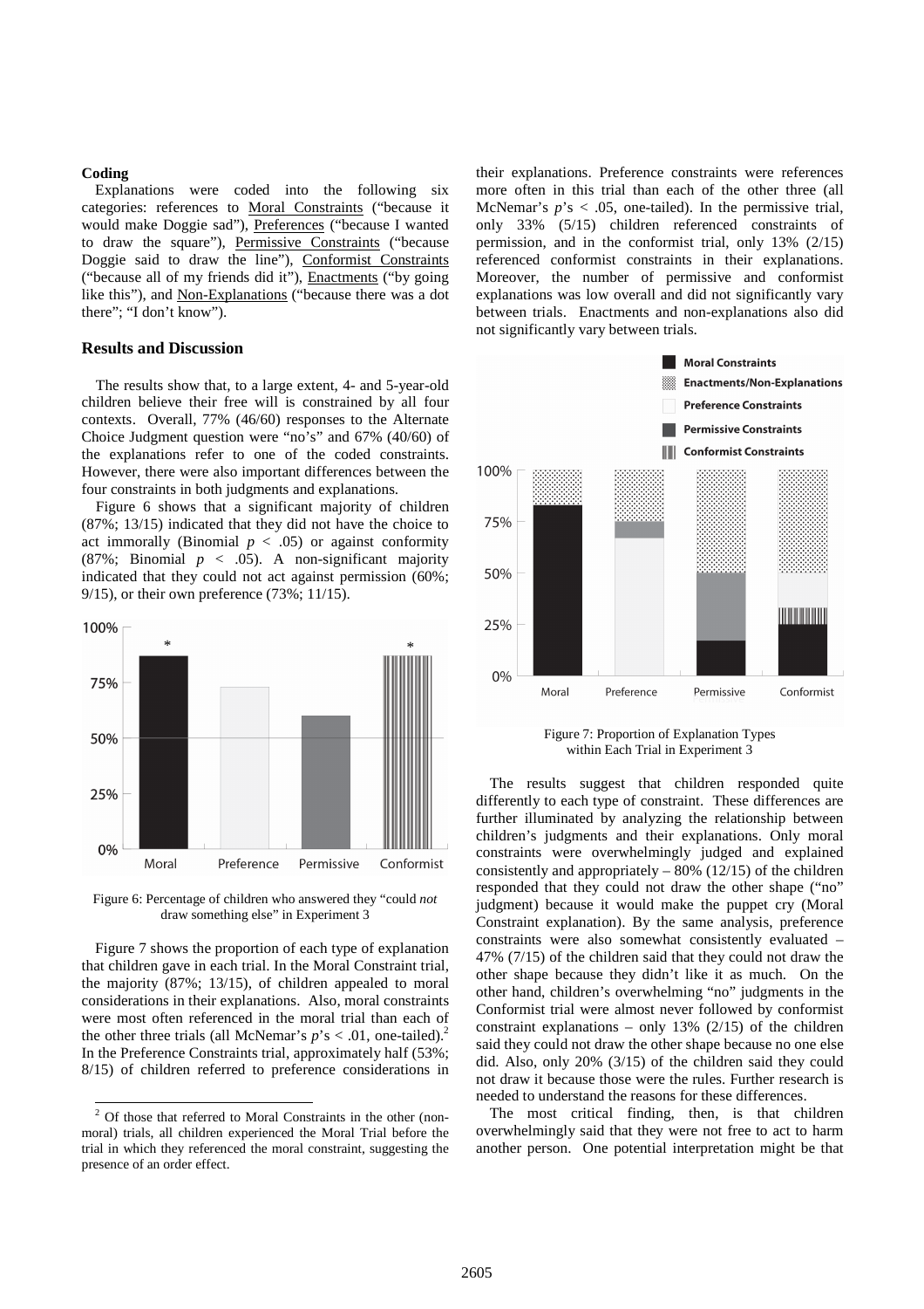### Coding

Explanations were coded into the following six categories: references to Moral Constraints ("because it would make Doggie sad"), Preferences ("because I wanted to draw the square"), Permissive Constraints ("because Doggie said to draw the line"), Conformist Constraints ("because all of my friends did it"), Enactments ("by going like this"), and Non-Explanations ("because there was a dot there"; "I don't know").

## Results and Discussion

The results show that, to a large extent, 4- and 5-year-old children believe their free will is constrained by all four contexts. Overall, 77% (46/60) responses to the Alternate Choice Judgment question were "no's" and 67% (40/60) of the explanations refer to one of the coded constraints. However, there were also important differences between the four constraints in both judgments and explanations.

Figure 6 shows that a significant majority of children (87%; 13/15) indicated that they did not have the choice to act immorally (Binomial $p < .05$) or against conformity (87%; Binomial $p < .05$). A non-significant majority indicated that they could not act against permission (60%; 9/15), or their own preference (73%; 11/15).

Figure 6: Percentage of children who answered they "could *not* draw something else" in Experiment 3

Figure 7 shows the proportion of each type of explanation that children gave in each trial. In the Moral Constraint trial, the majority (87%; 13/15), of children appealed to moral considerations in their explanations. Also, moral constraints were most often referenced in the moral trial than each of the other three trials (all McNemar's $p$'s < .01, one-tailed).[2] In the Preference Constraints trial, approximately half (53%; 8/15) of children referred to preference considerations in their explanations. Preference constraints were references more often in this trial than each of the other three (all McNemar's $p$'s < .05, one-tailed). In the permissive trial, only 33% (5/15) children referenced constraints of permission, and in the conformist trial, only 13% (2/15) referenced conformist constraints in their explanations. Moreover, the number of permissive and conformist explanations was low overall and did not significantly vary between trials. Enactments and non-explanations also did not significantly vary between trials.

Figure 7: Proportion of Explanation Types within Each Trial in Experiment 3

The results suggest that children responded quite differently to each type of constraint. These differences are further illuminated by analyzing the relationship between children's judgments and their explanations. Only moral constraints were overwhelmingly judged and explained consistently and appropriately – 80% (12/15) of the children responded that they could not draw the other shape ("no" judgment) because it would make the puppet cry (Moral Constraint explanation). By the same analysis, preference constraints were also somewhat consistently evaluated – 47% (7/15) of the children said that they could not draw the other shape because they didn't like it as much. On the other hand, children's overwhelming "no" judgments in the Conformist trial were almost never followed by conformist constraint explanations – only 13% (2/15) of the children said they could not draw the other shape because no one else did. Also, only 20% (3/15) of the children said they could not draw it because those were the rules. Further research is needed to understand the reasons for these differences.

The most critical finding, then, is that children overwhelmingly said that they were not free to act to harm another person. One potential interpretation might be that

[2] Of those that referred to Moral Constraints in the other (non-moral) trials, all children experienced the Moral Trial before the trial in which they referenced the moral constraint, suggesting the presence of an order effect.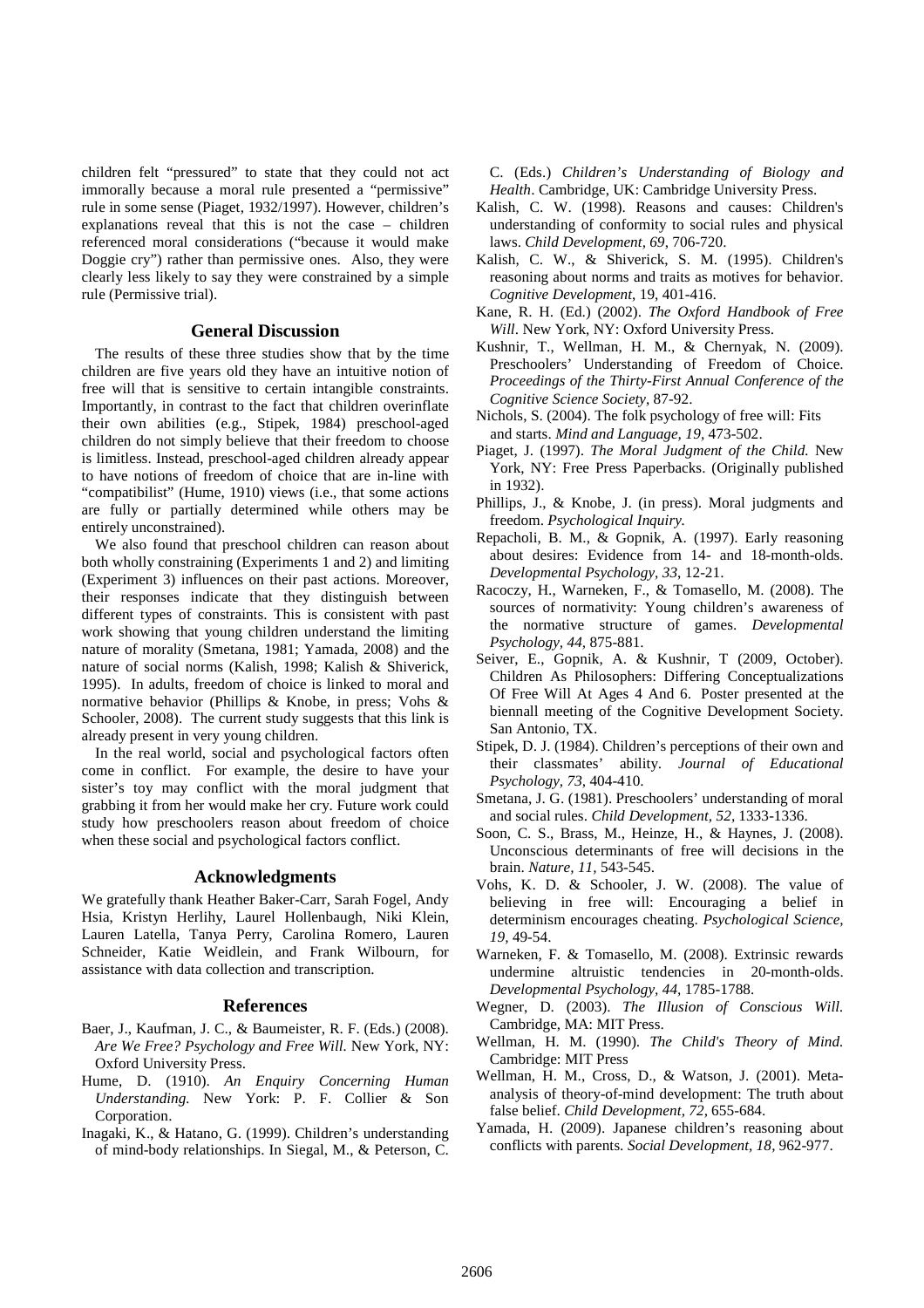children felt "pressured" to state that they could not act immorally because a moral rule presented a "permissive" rule in some sense (Piaget, 1932/1997). However, children's explanations reveal that this is not the case – children referenced moral considerations ("because it would make Doggie cry") rather than permissive ones. Also, they were clearly less likely to say they were constrained by a simple rule (Permissive trial).

## General Discussion

The results of these three studies show that by the time children are five years old they have an intuitive notion of free will that is sensitive to certain intangible constraints. Importantly, in contrast to the fact that children overinflate their own abilities (e.g., Stipek, 1984) preschool-aged children do not simply believe that their freedom to choose is limitless. Instead, preschool-aged children already appear to have notions of freedom of choice that are in-line with "compatibilist" (Hume, 1910) views (i.e., that some actions are fully or partially determined while others may be entirely unconstrained).

We also found that preschool children can reason about both wholly constraining (Experiments 1 and 2) and limiting (Experiment 3) influences on their past actions. Moreover, their responses indicate that they distinguish between different types of constraints. This is consistent with past work showing that young children understand the limiting nature of morality (Smetana, 1981; Yamada, 2008) and the nature of social norms (Kalish, 1998; Kalish & Shiverick, 1995). In adults, freedom of choice is linked to moral and normative behavior (Phillips & Knobe, in press; Vohs & Schooler, 2008). The current study suggests that this link is already present in very young children.

In the real world, social and psychological factors often come in conflict. For example, the desire to have your sister's toy may conflict with the moral judgment that grabbing it from her would make her cry. Future work could study how preschoolers reason about freedom of choice when these social and psychological factors conflict.

## Acknowledgments

We gratefully thank Heather Baker-Carr, Sarah Fogel, Andy Hsia, Kristyn Herlihy, Laurel Hollenbaugh, Niki Klein, Lauren Latella, Tanya Perry, Carolina Romero, Lauren Schneider, Katie Weidlein, and Frank Wilbourn, for assistance with data collection and transcription.

## References

Baer, J., Kaufman, J. C., & Baumeister, R. F. (Eds.) (2008). *Are We Free? Psychology and Free Will.* New York, NY: Oxford University Press.

Hume, D. (1910). *An Enquiry Concerning Human Understanding.* New York: P. F. Collier & Son Corporation.

Inagaki, K., & Hatano, G. (1999). Children's understanding of mind-body relationships. In Siegal, M., & Peterson, C. C. (Eds.) *Children's Understanding of Biology and Health*. Cambridge, UK: Cambridge University Press.

Kalish, C. W. (1998). Reasons and causes: Children's understanding of conformity to social rules and physical laws. *Child Development, 69*, 706-720.

Kalish, C. W., & Shiverick, S. M. (1995). Children's reasoning about norms and traits as motives for behavior. *Cognitive Development*, 19, 401-416.

Kane, R. H. (Ed.) (2002). *The Oxford Handbook of Free Will*. New York, NY: Oxford University Press.

Kushnir, T., Wellman, H. M., & Chernyak, N. (2009). Preschoolers' Understanding of Freedom of Choice. *Proceedings of the Thirty-First Annual Conference of the Cognitive Science Society*, 87-92.

Nichols, S. (2004). The folk psychology of free will: Fits and starts. *Mind and Language, 19,* 473-502.

Piaget, J. (1997). *The Moral Judgment of the Child.* New York, NY: Free Press Paperbacks. (Originally published in 1932).

Phillips, J., & Knobe, J. (in press). Moral judgments and freedom. *Psychological Inquiry.*

Repacholi, B. M., & Gopnik, A. (1997). Early reasoning about desires: Evidence from 14- and 18-month-olds. *Developmental Psychology, 33*, 12-21.

Racoczy, H., Warneken, F., & Tomasello, M. (2008). The sources of normativity: Young children's awareness of the normative structure of games. *Developmental Psychology, 44*, 875-881.

Seiver, E., Gopnik, A. & Kushnir, T (2009, October). Children As Philosophers: Differing Conceptualizations Of Free Will At Ages 4 And 6. Poster presented at the biennall meeting of the Cognitive Development Society. San Antonio, TX.

Stipek, D. J. (1984). Children's perceptions of their own and their classmates' ability. *Journal of Educational Psychology, 73,* 404-410.

Smetana, J. G. (1981). Preschoolers' understanding of moral and social rules. *Child Development, 52,* 1333-1336.

Soon, C. S., Brass, M., Heinze, H., & Haynes, J. (2008). Unconscious determinants of free will decisions in the brain. *Nature, 11,* 543-545.

Vohs, K. D. & Schooler, J. W. (2008). The value of believing in free will: Encouraging a belief in determinism encourages cheating. *Psychological Science, 19,* 49-54.

Warneken, F. & Tomasello, M. (2008). Extrinsic rewards undermine altruistic tendencies in 20-month-olds. *Developmental Psychology, 44*, 1785-1788.

Wegner, D. (2003). *The Illusion of Conscious Will.* Cambridge, MA: MIT Press.

Wellman, H. M. (1990). *The Child's Theory of Mind.* Cambridge: MIT Press

Wellman, H. M., Cross, D., & Watson, J. (2001). Meta-analysis of theory-of-mind development: The truth about false belief. *Child Development, 72,* 655-684.

Yamada, H. (2009). Japanese children's reasoning about conflicts with parents. *Social Development, 18,* 962-977.